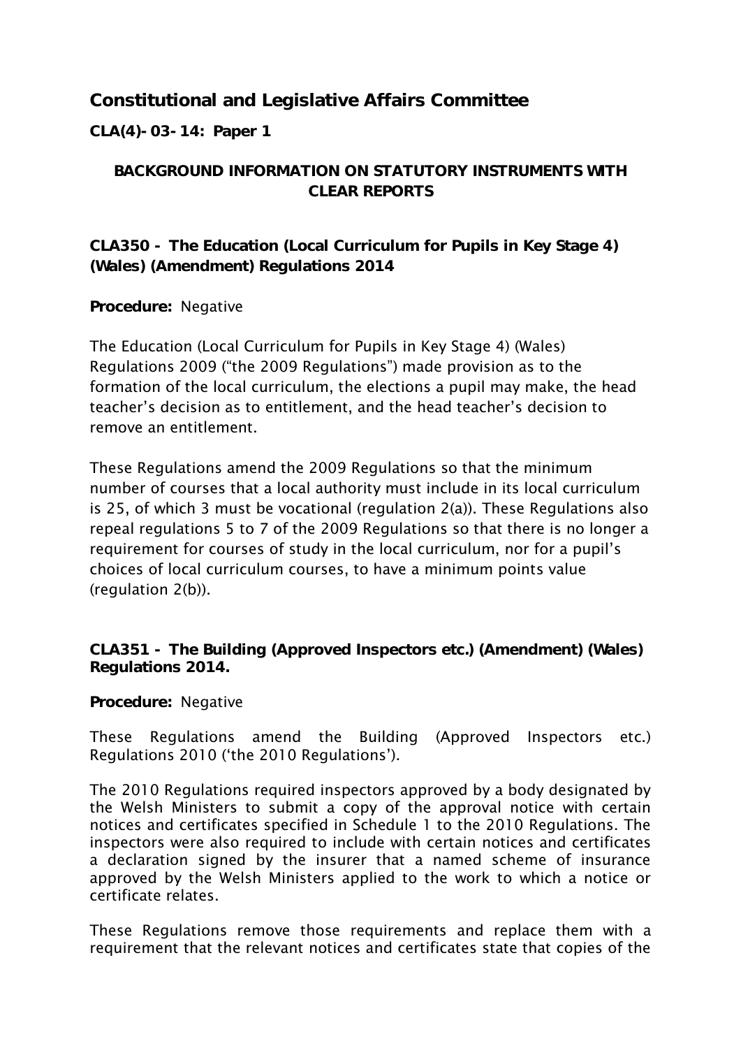# Constitutional and Legislative Affairs Committee

**CLA(4)-03-14: Paper 1**

## BACKGROUND INFORMATION ON STATUTORY INSTRUMENTS WITH CLEAR REPORTS

### CLA350 - The Education (Local Curriculum for Pupils in Key Stage 4) (Wales) (Amendment) Regulations 2014

**Procedure:** Negative

The Education (Local Curriculum for Pupils in Key Stage 4) (Wales) Regulations 2009 ("the 2009 Regulations") made provision as to the formation of the local curriculum, the elections a pupil may make, the head teacher's decision as to entitlement, and the head teacher's decision to remove an entitlement.

These Regulations amend the 2009 Regulations so that the minimum number of courses that a local authority must include in its local curriculum is 25, of which 3 must be vocational (regulation 2(a)). These Regulations also repeal regulations 5 to 7 of the 2009 Regulations so that there is no longer a requirement for courses of study in the local curriculum, nor for a pupil's choices of local curriculum courses, to have a minimum points value (regulation 2(b)).

### CLA351 - The Building (Approved Inspectors etc.) (Amendment) (Wales) Regulations 2014.

**Procedure:** Negative

These Regulations amend the Building (Approved Inspectors etc.) Regulations 2010 ('the 2010 Regulations').

The 2010 Regulations required inspectors approved by a body designated by the Welsh Ministers to submit a copy of the approval notice with certain notices and certificates specified in Schedule 1 to the 2010 Regulations. The inspectors were also required to include with certain notices and certificates a declaration signed by the insurer that a named scheme of insurance approved by the Welsh Ministers applied to the work to which a notice or certificate relates.

These Regulations remove those requirements and replace them with a requirement that the relevant notices and certificates state that copies of the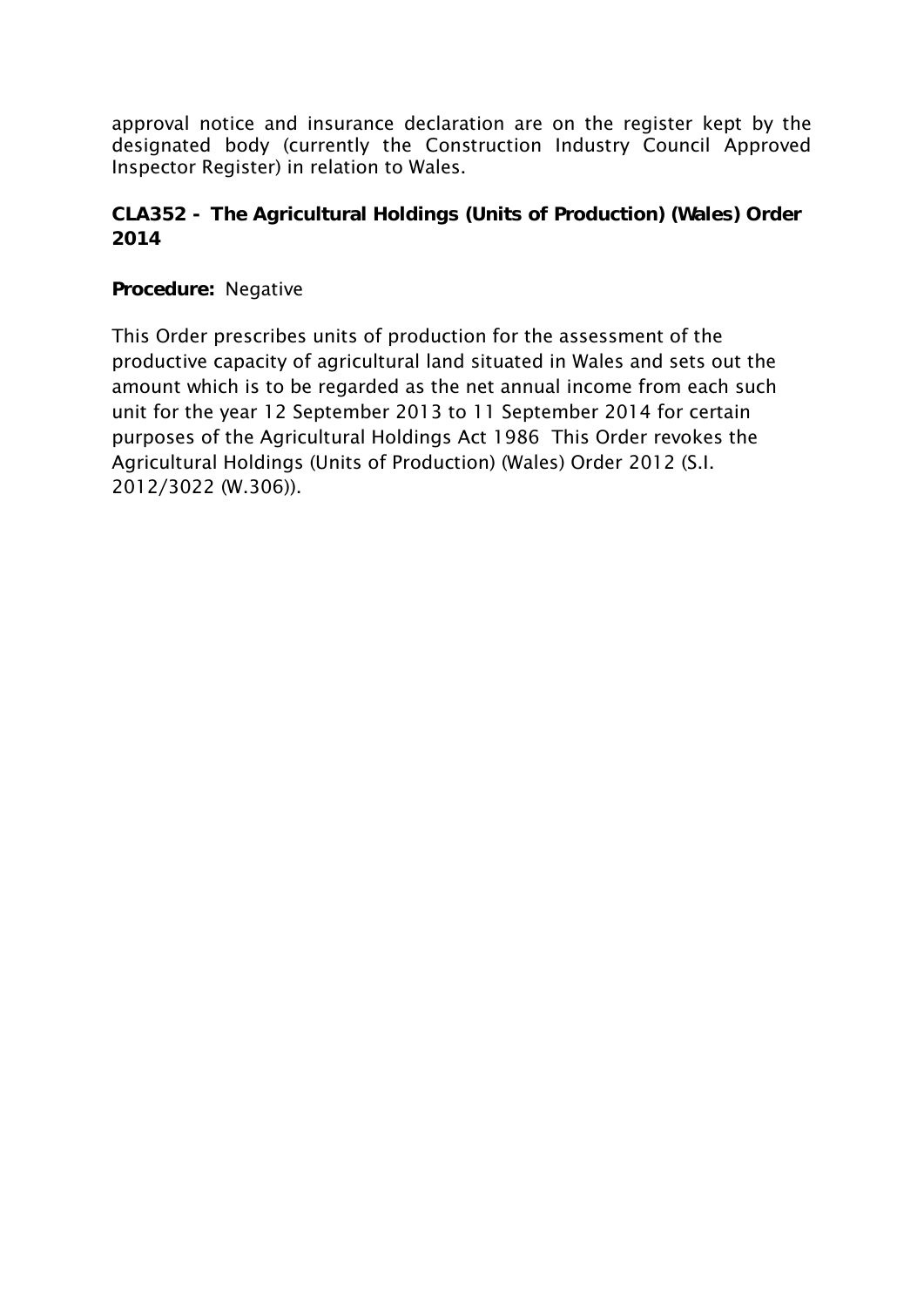approval notice and insurance declaration are on the register kept by the designated body (currently the Construction Industry Council Approved Inspector Register) in relation to Wales.

**CLA352 - The Agricultural Holdings (Units of Production) (Wales) Order 2014**

**Procedure:** Negative

This Order prescribes units of production for the assessment of the productive capacity of agricultural land situated in Wales and sets out the amount which is to be regarded as the net annual income from each such unit for the year 12 September 2013 to 11 September 2014 for certain purposes of the Agricultural Holdings Act 1986 This Order revokes the Agricultural Holdings (Units of Production) (Wales) Order 2012 (S.I. 2012/3022 (W.306)).